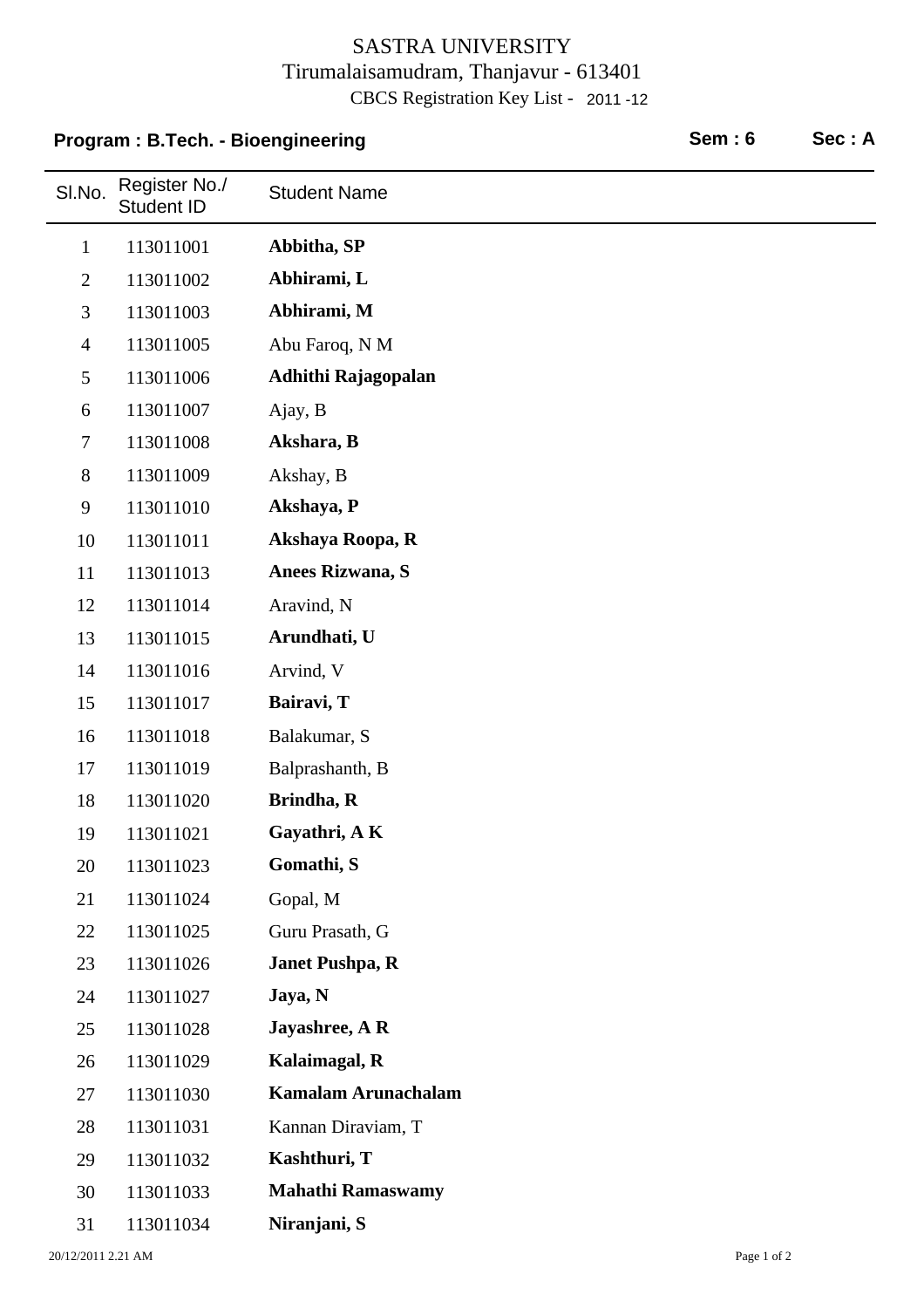# SASTRA UNIVERSITY

Tirumalaisamudram, Thanjavur - 613401

CBCS Registration Key List - 2011 -12

**Program : B.Tech. - Bioengineering** **Sem : 6** **Sec : A**

| Sl.No. | Register No./ Student ID | Student Name |
|---|---|---|
| 1 | 113011001 | **Abbitha, SP** |
| 2 | 113011002 | **Abhirami, L** |
| 3 | 113011003 | **Abhirami, M** |
| 4 | 113011005 | Abu Faroq, N M |
| 5 | 113011006 | **Adhithi Rajagopalan** |
| 6 | 113011007 | Ajay, B |
| 7 | 113011008 | **Akshara, B** |
| 8 | 113011009 | Akshay, B |
| 9 | 113011010 | **Akshaya, P** |
| 10 | 113011011 | **Akshaya Roopa, R** |
| 11 | 113011013 | **Anees Rizwana, S** |
| 12 | 113011014 | Aravind, N |
| 13 | 113011015 | **Arundhati, U** |
| 14 | 113011016 | Arvind, V |
| 15 | 113011017 | **Bairavi, T** |
| 16 | 113011018 | Balakumar, S |
| 17 | 113011019 | Balprashanth, B |
| 18 | 113011020 | **Brindha, R** |
| 19 | 113011021 | **Gayathri, A K** |
| 20 | 113011023 | **Gomathi, S** |
| 21 | 113011024 | Gopal, M |
| 22 | 113011025 | Guru Prasath, G |
| 23 | 113011026 | **Janet Pushpa, R** |
| 24 | 113011027 | **Jaya, N** |
| 25 | 113011028 | **Jayashree, A R** |
| 26 | 113011029 | **Kalaimagal, R** |
| 27 | 113011030 | **Kamalam Arunachalam** |
| 28 | 113011031 | Kannan Diraviam, T |
| 29 | 113011032 | **Kashthuri, T** |
| 30 | 113011033 | **Mahathi Ramaswamy** |
| 31 | 113011034 | **Niranjani, S** |

20/12/2011 2.21 AM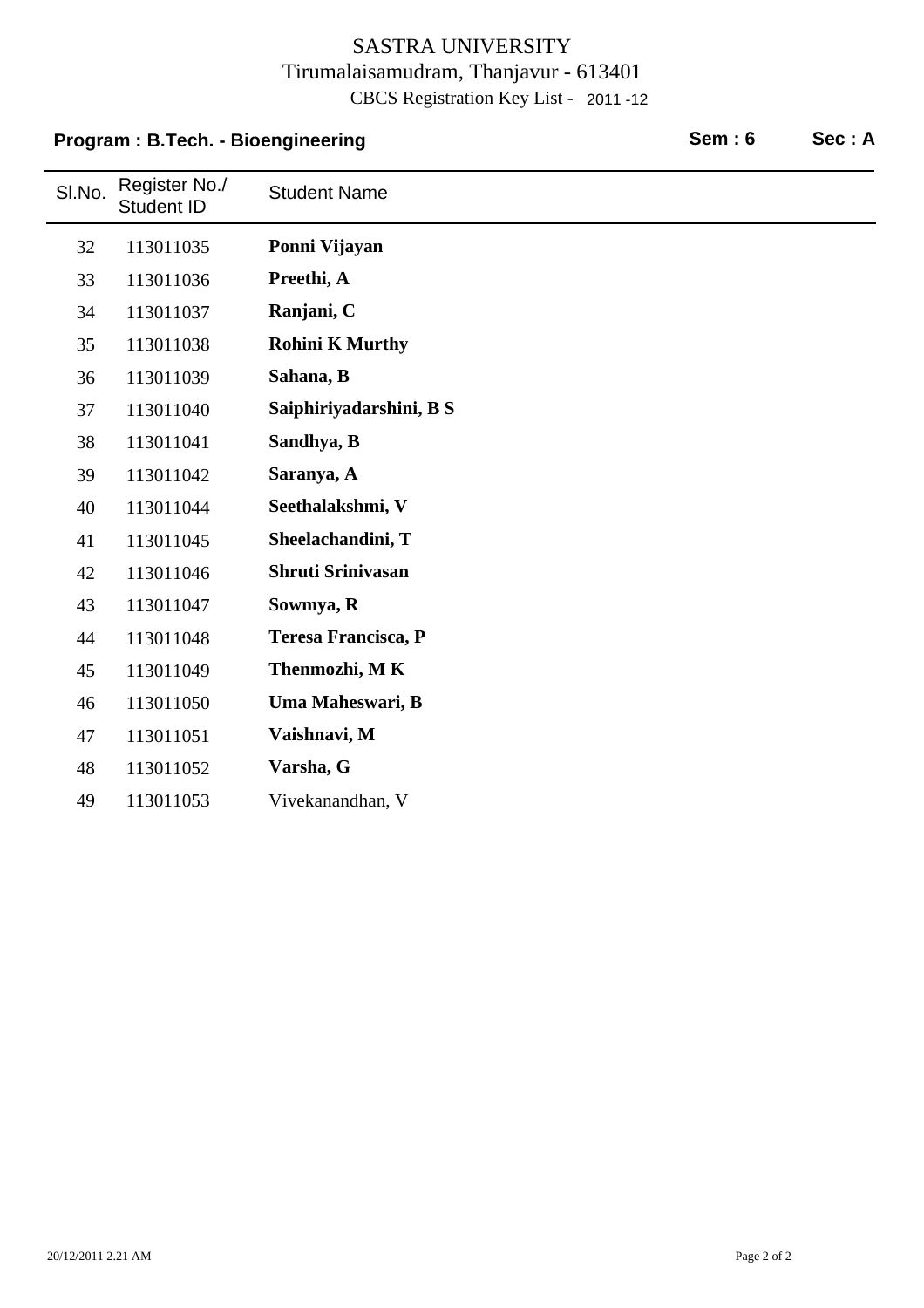# SASTRA UNIVERSITY

Tirumalaisamudram, Thanjavur - 613401

CBCS Registration Key List - 2011 -12

**Program : B.Tech. - Bioengineering** **Sem : 6** **Sec : A**

| Sl.No. | Register No./ Student ID | Student Name |
|---|---|---|
| 32 | 113011035 | **Ponni Vijayan** |
| 33 | 113011036 | **Preethi, A** |
| 34 | 113011037 | **Ranjani, C** |
| 35 | 113011038 | **Rohini K Murthy** |
| 36 | 113011039 | **Sahana, B** |
| 37 | 113011040 | **Saiphiriyadarshini, B S** |
| 38 | 113011041 | **Sandhya, B** |
| 39 | 113011042 | **Saranya, A** |
| 40 | 113011044 | **Seethalakshmi, V** |
| 41 | 113011045 | **Sheelachandini, T** |
| 42 | 113011046 | **Shruti Srinivasan** |
| 43 | 113011047 | **Sowmya, R** |
| 44 | 113011048 | **Teresa Francisca, P** |
| 45 | 113011049 | **Thenmozhi, M K** |
| 46 | 113011050 | **Uma Maheswari, B** |
| 47 | 113011051 | **Vaishnavi, M** |
| 48 | 113011052 | **Varsha, G** |
| 49 | 113011053 | Vivekanandhan, V |

20/12/2011 2.21 AM